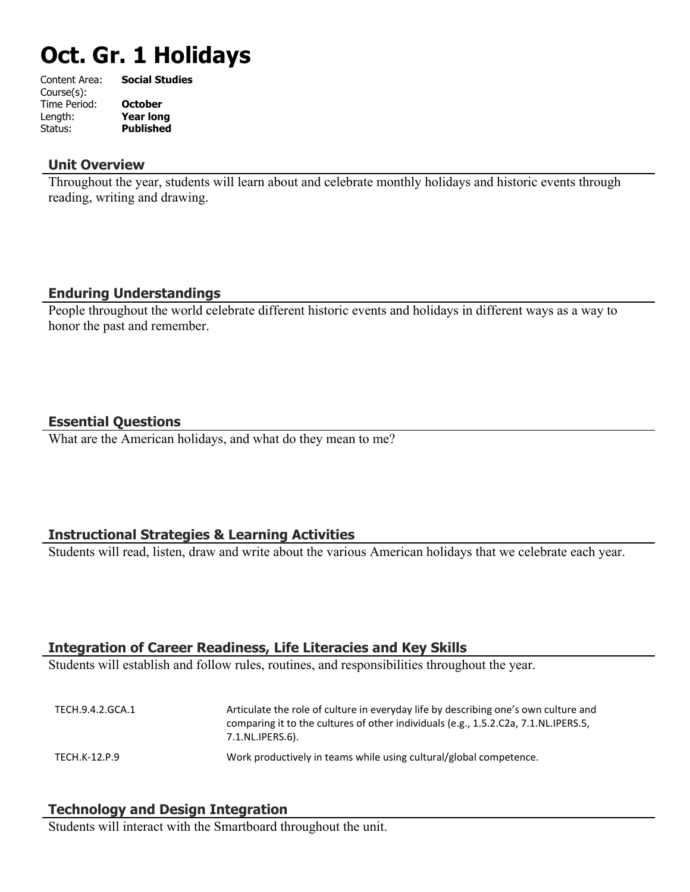# Oct. Gr. 1 Holidays

| | |
|---|---|
| Content Area: | **Social Studies** |
| Course(s): | |
| Time Period: | **October** |
| Length: | **Year long** |
| Status: | **Published** |

## Unit Overview

Throughout the year, students will learn about and celebrate monthly holidays and historic events through reading, writing and drawing.

## Enduring Understandings

People throughout the world celebrate different historic events and holidays in different ways as a way to honor the past and remember.

## Essential Questions

What are the American holidays, and what do they mean to me?

## Instructional Strategies & Learning Activities

Students will read, listen, draw and write about the various American holidays that we celebrate each year.

## Integration of Career Readiness, Life Literacies and Key Skills

Students will establish and follow rules, routines, and responsibilities throughout the year.

| | |
|---|---|
| TECH.9.4.2.GCA.1 | Articulate the role of culture in everyday life by describing one's own culture and comparing it to the cultures of other individuals (e.g., 1.5.2.C2a, 7.1.NL.IPERS.5, 7.1.NL.IPERS.6). |
| TECH.K-12.P.9 | Work productively in teams while using cultural/global competence. |

## Technology and Design Integration

Students will interact with the Smartboard throughout the unit.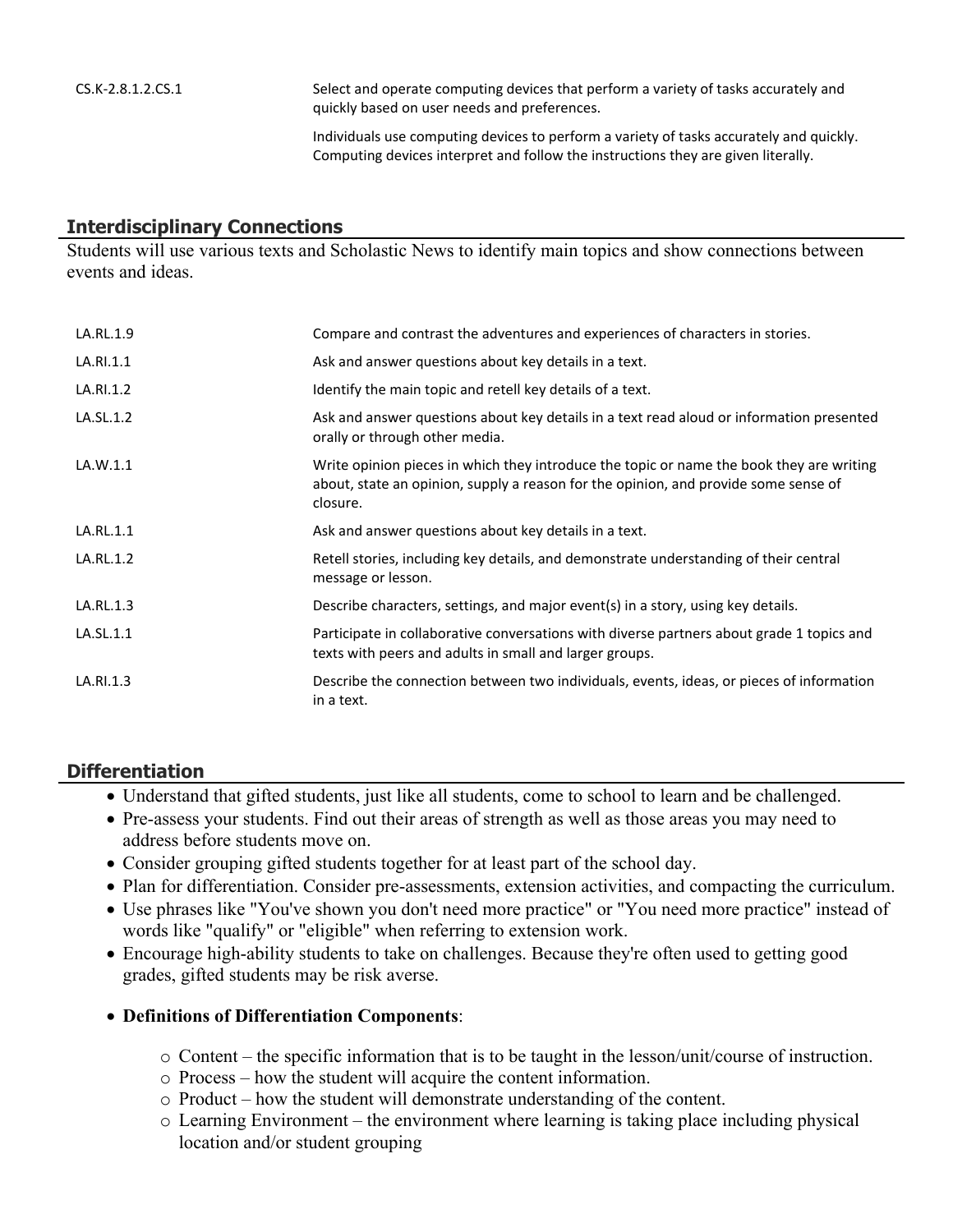| | |
|---|---|
| CS.K-2.8.1.2.CS.1 | Select and operate computing devices that perform a variety of tasks accurately and quickly based on user needs and preferences. |
| | Individuals use computing devices to perform a variety of tasks accurately and quickly. Computing devices interpret and follow the instructions they are given literally. |

## Interdisciplinary Connections

Students will use various texts and Scholastic News to identify main topics and show connections between events and ideas.

| | |
|---|---|
| LA.RL.1.9 | Compare and contrast the adventures and experiences of characters in stories. |
| LA.RI.1.1 | Ask and answer questions about key details in a text. |
| LA.RI.1.2 | Identify the main topic and retell key details of a text. |
| LA.SL.1.2 | Ask and answer questions about key details in a text read aloud or information presented orally or through other media. |
| LA.W.1.1 | Write opinion pieces in which they introduce the topic or name the book they are writing about, state an opinion, supply a reason for the opinion, and provide some sense of closure. |
| LA.RL.1.1 | Ask and answer questions about key details in a text. |
| LA.RL.1.2 | Retell stories, including key details, and demonstrate understanding of their central message or lesson. |
| LA.RL.1.3 | Describe characters, settings, and major event(s) in a story, using key details. |
| LA.SL.1.1 | Participate in collaborative conversations with diverse partners about grade 1 topics and texts with peers and adults in small and larger groups. |
| LA.RI.1.3 | Describe the connection between two individuals, events, ideas, or pieces of information in a text. |

## Differentiation

- Understand that gifted students, just like all students, come to school to learn and be challenged.
- Pre-assess your students. Find out their areas of strength as well as those areas you may need to address before students move on.
- Consider grouping gifted students together for at least part of the school day.
- Plan for differentiation. Consider pre-assessments, extension activities, and compacting the curriculum.
- Use phrases like "You've shown you don't need more practice" or "You need more practice" instead of words like "qualify" or "eligible" when referring to extension work.
- Encourage high-ability students to take on challenges. Because they're often used to getting good grades, gifted students may be risk averse.
- **Definitions of Differentiation Components**:
  - Content – the specific information that is to be taught in the lesson/unit/course of instruction.
  - Process – how the student will acquire the content information.
  - Product – how the student will demonstrate understanding of the content.
  - Learning Environment – the environment where learning is taking place including physical location and/or student grouping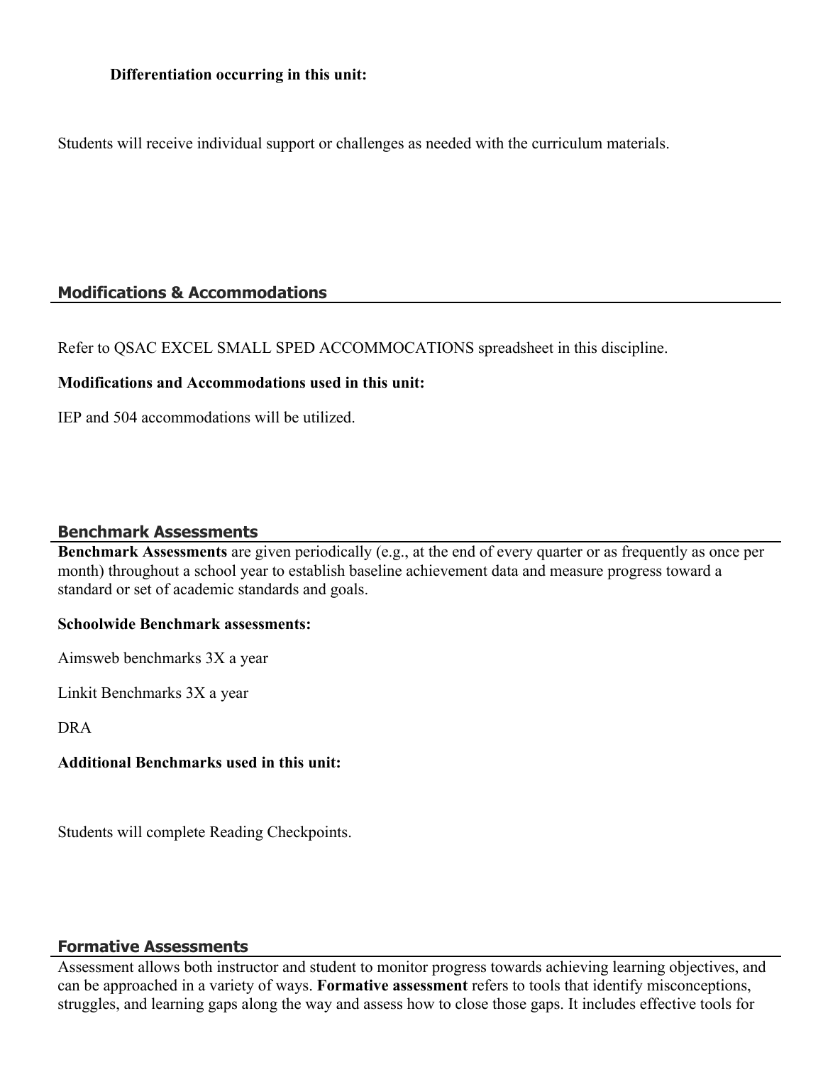**Differentiation occurring in this unit:**

Students will receive individual support or challenges as needed with the curriculum materials.

## Modifications & Accommodations

Refer to QSAC EXCEL SMALL SPED ACCOMMOCATIONS spreadsheet in this discipline.

**Modifications and Accommodations used in this unit:**

IEP and 504 accommodations will be utilized.

## Benchmark Assessments

**Benchmark Assessments** are given periodically (e.g., at the end of every quarter or as frequently as once per month) throughout a school year to establish baseline achievement data and measure progress toward a standard or set of academic standards and goals.

**Schoolwide Benchmark assessments:**

Aimsweb benchmarks 3X a year

Linkit Benchmarks 3X a year

DRA

**Additional Benchmarks used in this unit:**

Students will complete Reading Checkpoints.

## Formative Assessments

Assessment allows both instructor and student to monitor progress towards achieving learning objectives, and can be approached in a variety of ways. **Formative assessment** refers to tools that identify misconceptions, struggles, and learning gaps along the way and assess how to close those gaps. It includes effective tools for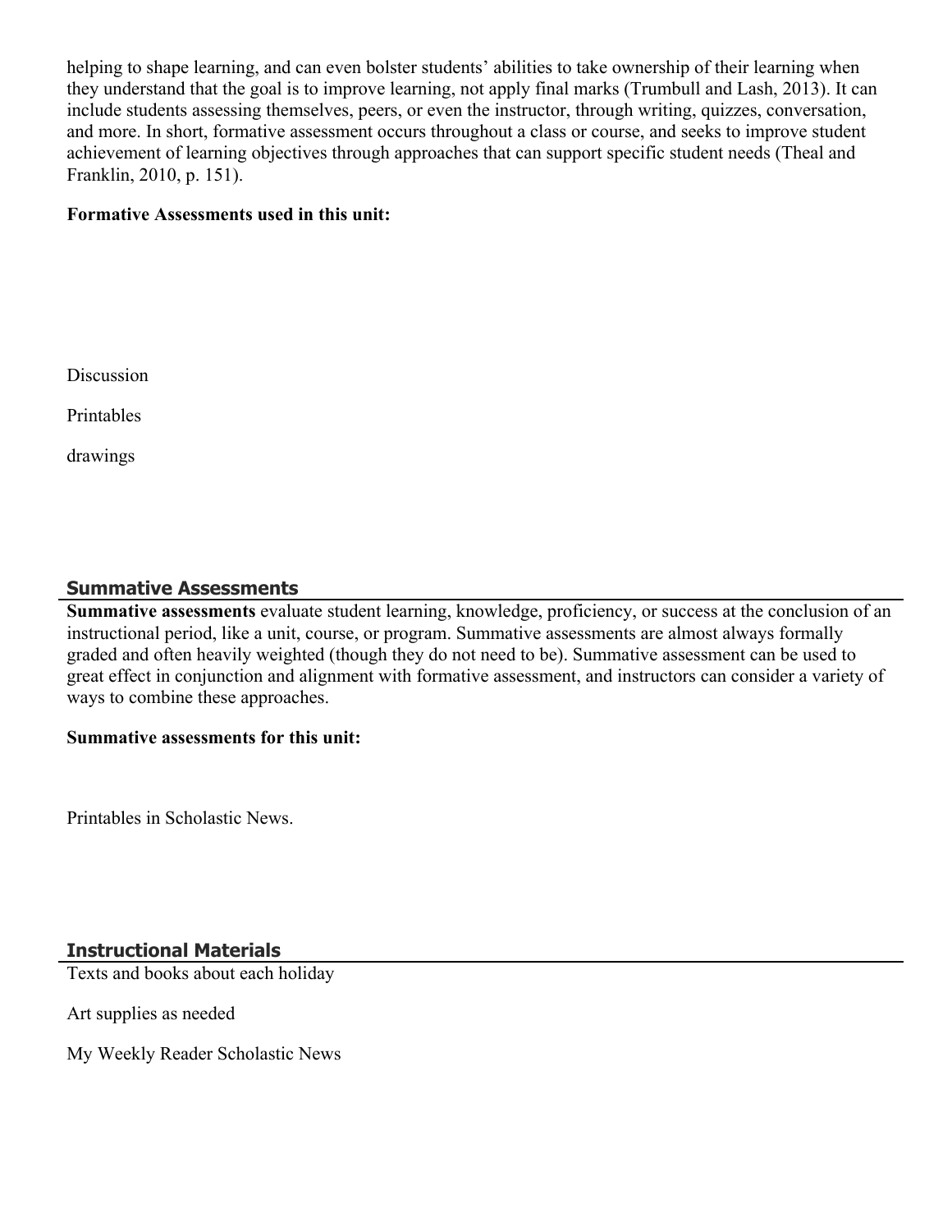helping to shape learning, and can even bolster students' abilities to take ownership of their learning when they understand that the goal is to improve learning, not apply final marks (Trumbull and Lash, 2013). It can include students assessing themselves, peers, or even the instructor, through writing, quizzes, conversation, and more. In short, formative assessment occurs throughout a class or course, and seeks to improve student achievement of learning objectives through approaches that can support specific student needs (Theal and Franklin, 2010, p. 151).

**Formative Assessments used in this unit:**

Discussion

Printables

drawings

## Summative Assessments

**Summative assessments** evaluate student learning, knowledge, proficiency, or success at the conclusion of an instructional period, like a unit, course, or program. Summative assessments are almost always formally graded and often heavily weighted (though they do not need to be). Summative assessment can be used to great effect in conjunction and alignment with formative assessment, and instructors can consider a variety of ways to combine these approaches.

**Summative assessments for this unit:**

Printables in Scholastic News.

## Instructional Materials

Texts and books about each holiday

Art supplies as needed

My Weekly Reader Scholastic News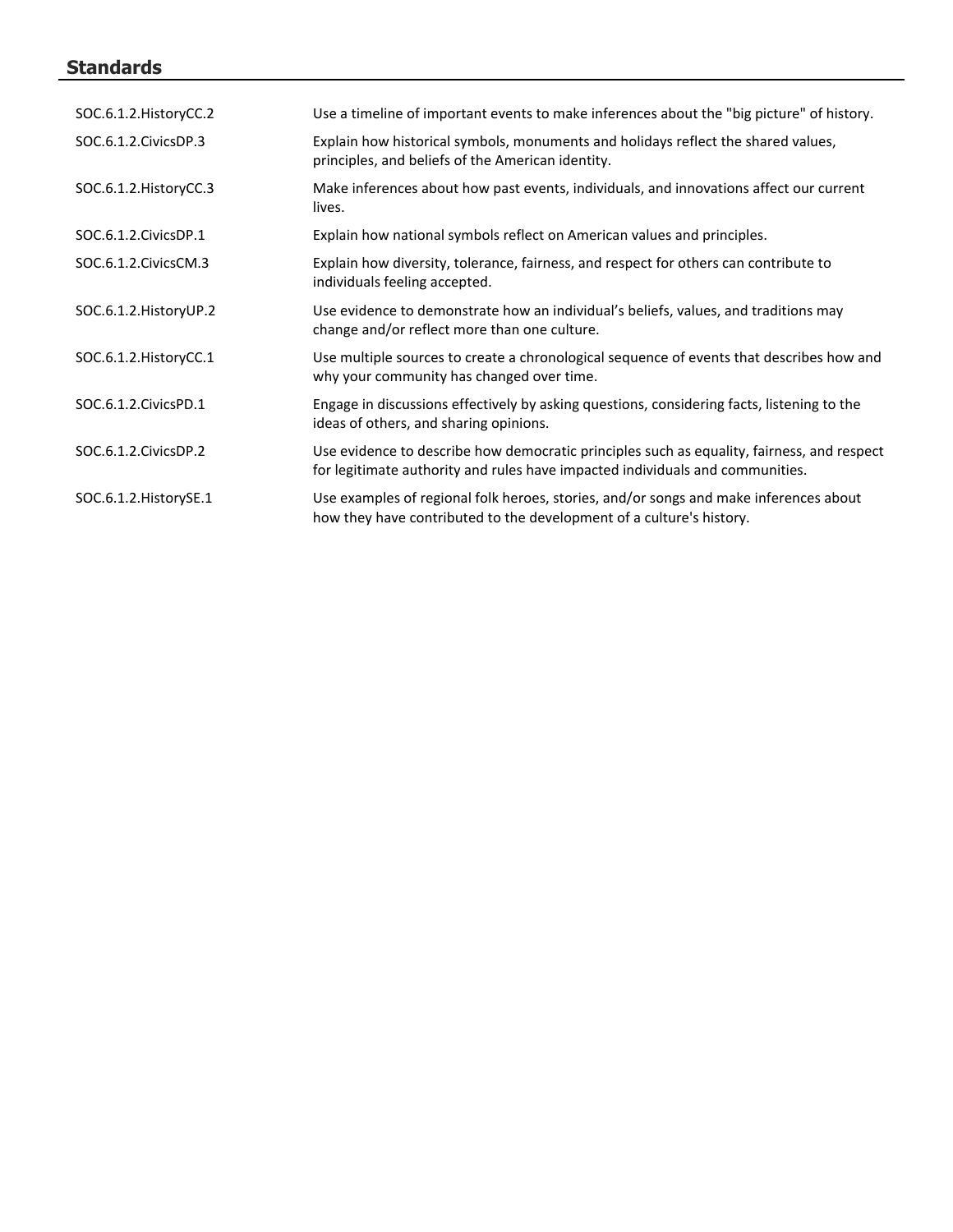## Standards

| | |
|---|---|
| SOC.6.1.2.HistoryCC.2 | Use a timeline of important events to make inferences about the "big picture" of history. |
| SOC.6.1.2.CivicsDP.3 | Explain how historical symbols, monuments and holidays reflect the shared values, principles, and beliefs of the American identity. |
| SOC.6.1.2.HistoryCC.3 | Make inferences about how past events, individuals, and innovations affect our current lives. |
| SOC.6.1.2.CivicsDP.1 | Explain how national symbols reflect on American values and principles. |
| SOC.6.1.2.CivicsCM.3 | Explain how diversity, tolerance, fairness, and respect for others can contribute to individuals feeling accepted. |
| SOC.6.1.2.HistoryUP.2 | Use evidence to demonstrate how an individual's beliefs, values, and traditions may change and/or reflect more than one culture. |
| SOC.6.1.2.HistoryCC.1 | Use multiple sources to create a chronological sequence of events that describes how and why your community has changed over time. |
| SOC.6.1.2.CivicsPD.1 | Engage in discussions effectively by asking questions, considering facts, listening to the ideas of others, and sharing opinions. |
| SOC.6.1.2.CivicsDP.2 | Use evidence to describe how democratic principles such as equality, fairness, and respect for legitimate authority and rules have impacted individuals and communities. |
| SOC.6.1.2.HistorySE.1 | Use examples of regional folk heroes, stories, and/or songs and make inferences about how they have contributed to the development of a culture's history. |